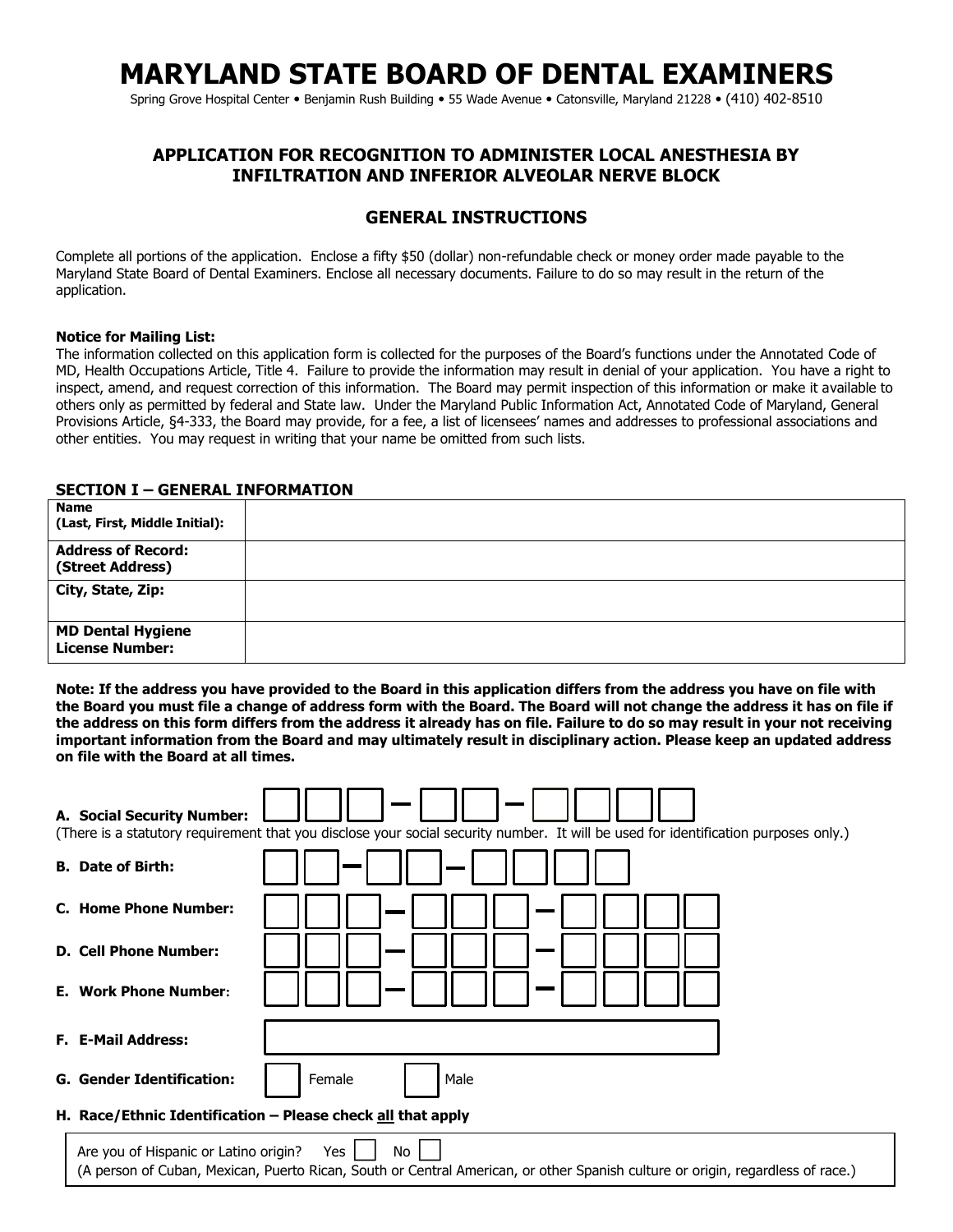# MARYLAND STATE BOARD OF DENTAL EXAMINERS

Spring Grove Hospital Center • Benjamin Rush Building • 55 Wade Avenue • Catonsville, Maryland 21228 • (410) 402-8510

## APPLICATION FOR RECOGNITION TO ADMINISTER LOCAL ANESTHESIA BY INFILTRATION AND INFERIOR ALVEOLAR NERVE BLOCK

## GENERAL INSTRUCTIONS

Complete all portions of the application. Enclose a fifty $50 (dollar) non-refundable check or money order made payable to the Maryland State Board of Dental Examiners. Enclose all necessary documents. Failure to do so may result in the return of the application.

**Notice for Mailing List:**
The information collected on this application form is collected for the purposes of the Board's functions under the Annotated Code of MD, Health Occupations Article, Title 4. Failure to provide the information may result in denial of your application. You have a right to inspect, amend, and request correction of this information. The Board may permit inspection of this information or make it available to others only as permitted by federal and State law. Under the Maryland Public Information Act, Annotated Code of Maryland, General Provisions Article, §4-333, the Board may provide, for a fee, a list of licensees' names and addresses to professional associations and other entities. You may request in writing that your name be omitted from such lists.

### SECTION I – GENERAL INFORMATION

| | |
|---|---|
| **Name (Last, First, Middle Initial):** | |
| **Address of Record: (Street Address)** | |
| **City, State, Zip:** | |
| **MD Dental Hygiene License Number:** | |

**Note: If the address you have provided to the Board in this application differs from the address you have on file with the Board you must file a change of address form with the Board. The Board will not change the address it has on file if the address on this form differs from the address it already has on file. Failure to do so may result in your not receiving important information from the Board and may ultimately result in disciplinary action. Please keep an updated address on file with the Board at all times.**

**A. Social Security Number:** ☐☐☐ – ☐☐ – ☐☐☐☐
(There is a statutory requirement that you disclose your social security number. It will be used for identification purposes only.)

**B. Date of Birth:** ☐☐ – ☐☐ – ☐☐☐☐

**C. Home Phone Number:** ☐☐☐ – ☐☐☐ – ☐☐☐☐

**D. Cell Phone Number:** ☐☐☐ – ☐☐☐ – ☐☐☐☐

**E. Work Phone Number:** ☐☐☐ – ☐☐☐ – ☐☐☐☐

**F. E-Mail Address:** ____________________

**G. Gender Identification:** ☐ Female ☐ Male

**H. Race/Ethnic Identification – Please check all that apply**

Are you of Hispanic or Latino origin? Yes ☐ No ☐
(A person of Cuban, Mexican, Puerto Rican, South or Central American, or other Spanish culture or origin, regardless of race.)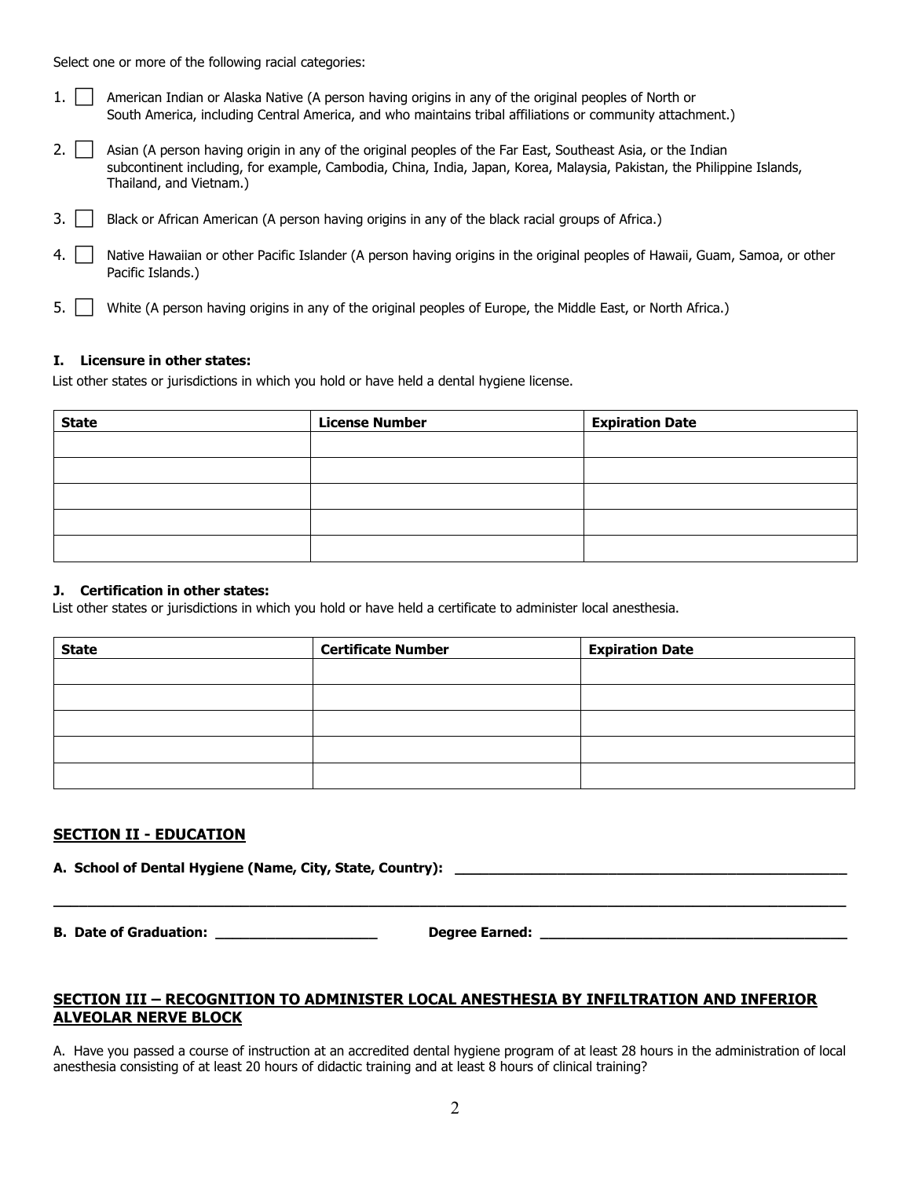Select one or more of the following racial categories:

1. ☐ American Indian or Alaska Native (A person having origins in any of the original peoples of North or South America, including Central America, and who maintains tribal affiliations or community attachment.)
2. ☐ Asian (A person having origin in any of the original peoples of the Far East, Southeast Asia, or the Indian subcontinent including, for example, Cambodia, China, India, Japan, Korea, Malaysia, Pakistan, the Philippine Islands, Thailand, and Vietnam.)
3. ☐ Black or African American (A person having origins in any of the black racial groups of Africa.)
4. ☐ Native Hawaiian or other Pacific Islander (A person having origins in the original peoples of Hawaii, Guam, Samoa, or other Pacific Islands.)
5. ☐ White (A person having origins in any of the original peoples of Europe, the Middle East, or North Africa.)

**I. Licensure in other states:**

List other states or jurisdictions in which you hold or have held a dental hygiene license.

| State | License Number | Expiration Date |
|---|---|---|
| | | |
| | | |
| | | |
| | | |
| | | |

**J. Certification in other states:**

List other states or jurisdictions in which you hold or have held a certificate to administer local anesthesia.

| State | Certificate Number | Expiration Date |
|---|---|---|
| | | |
| | | |
| | | |
| | | |
| | | |

## SECTION II - EDUCATION

**A. School of Dental Hygiene (Name, City, State, Country):** ____________________________________________

______________________________________________________________________________________________

**B. Date of Graduation:** ____________________ **Degree Earned:** ______________________________________

## SECTION III – RECOGNITION TO ADMINISTER LOCAL ANESTHESIA BY INFILTRATION AND INFERIOR ALVEOLAR NERVE BLOCK

A. Have you passed a course of instruction at an accredited dental hygiene program of at least 28 hours in the administration of local anesthesia consisting of at least 20 hours of didactic training and at least 8 hours of clinical training?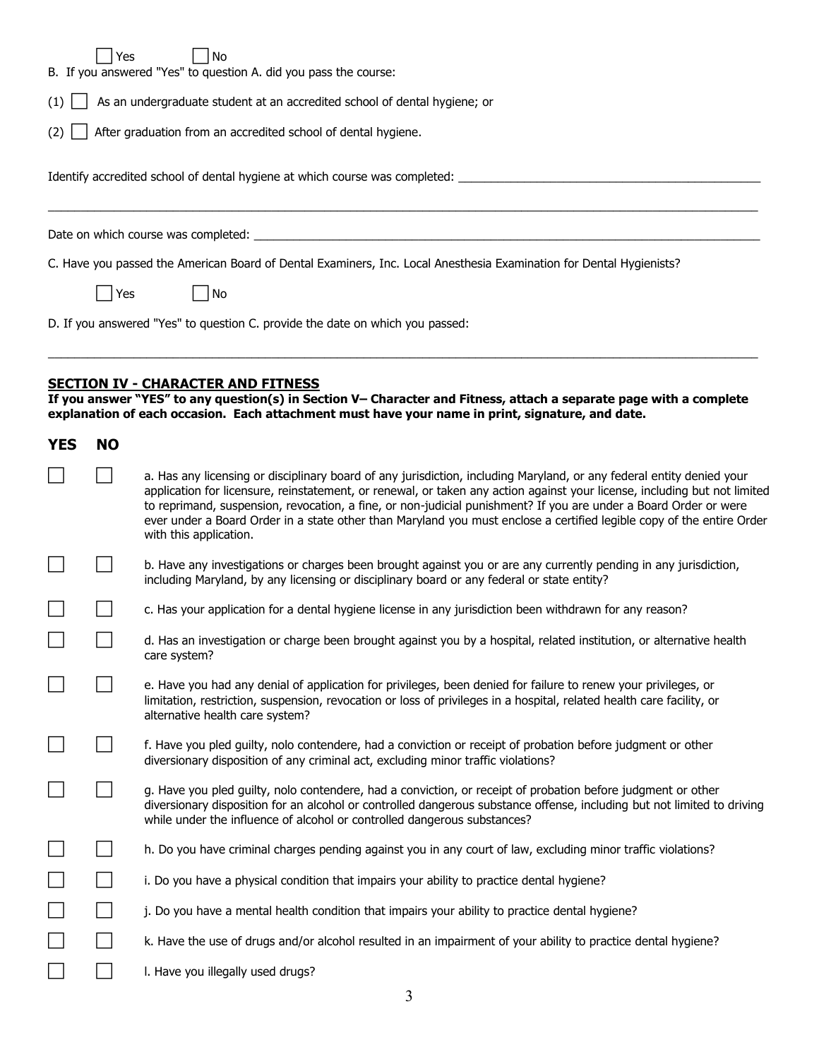☐ Yes ☐ No

B. If you answered "Yes" to question A. did you pass the course:

(1) ☐ As an undergraduate student at an accredited school of dental hygiene; or

(2) ☐ After graduation from an accredited school of dental hygiene.

Identify accredited school of dental hygiene at which course was completed: ______________________________________________

______________________________________________________________________________________________________

Date on which course was completed: ______________________________________________________________________

C. Have you passed the American Board of Dental Examiners, Inc. Local Anesthesia Examination for Dental Hygienists?

☐ Yes ☐ No

D. If you answered "Yes" to question C. provide the date on which you passed:

______________________________________________________________________________________________________

## SECTION IV - CHARACTER AND FITNESS

**If you answer "YES" to any question(s) in Section V– Character and Fitness, attach a separate page with a complete explanation of each occasion. Each attachment must have your name in print, signature, and date.**

| YES | NO | |
|---|---|---|
| ☐ | ☐ | a. Has any licensing or disciplinary board of any jurisdiction, including Maryland, or any federal entity denied your application for licensure, reinstatement, or renewal, or taken any action against your license, including but not limited to reprimand, suspension, revocation, a fine, or non-judicial punishment? If you are under a Board Order or were ever under a Board Order in a state other than Maryland you must enclose a certified legible copy of the entire Order with this application. |
| ☐ | ☐ | b. Have any investigations or charges been brought against you or are any currently pending in any jurisdiction, including Maryland, by any licensing or disciplinary board or any federal or state entity? |
| ☐ | ☐ | c. Has your application for a dental hygiene license in any jurisdiction been withdrawn for any reason? |
| ☐ | ☐ | d. Has an investigation or charge been brought against you by a hospital, related institution, or alternative health care system? |
| ☐ | ☐ | e. Have you had any denial of application for privileges, been denied for failure to renew your privileges, or limitation, restriction, suspension, revocation or loss of privileges in a hospital, related health care facility, or alternative health care system? |
| ☐ | ☐ | f. Have you pled guilty, nolo contendere, had a conviction or receipt of probation before judgment or other diversionary disposition of any criminal act, excluding minor traffic violations? |
| ☐ | ☐ | g. Have you pled guilty, nolo contendere, had a conviction, or receipt of probation before judgment or other diversionary disposition for an alcohol or controlled dangerous substance offense, including but not limited to driving while under the influence of alcohol or controlled dangerous substances? |
| ☐ | ☐ | h. Do you have criminal charges pending against you in any court of law, excluding minor traffic violations? |
| ☐ | ☐ | i. Do you have a physical condition that impairs your ability to practice dental hygiene? |
| ☐ | ☐ | j. Do you have a mental health condition that impairs your ability to practice dental hygiene? |
| ☐ | ☐ | k. Have the use of drugs and/or alcohol resulted in an impairment of your ability to practice dental hygiene? |
| ☐ | ☐ | l. Have you illegally used drugs? |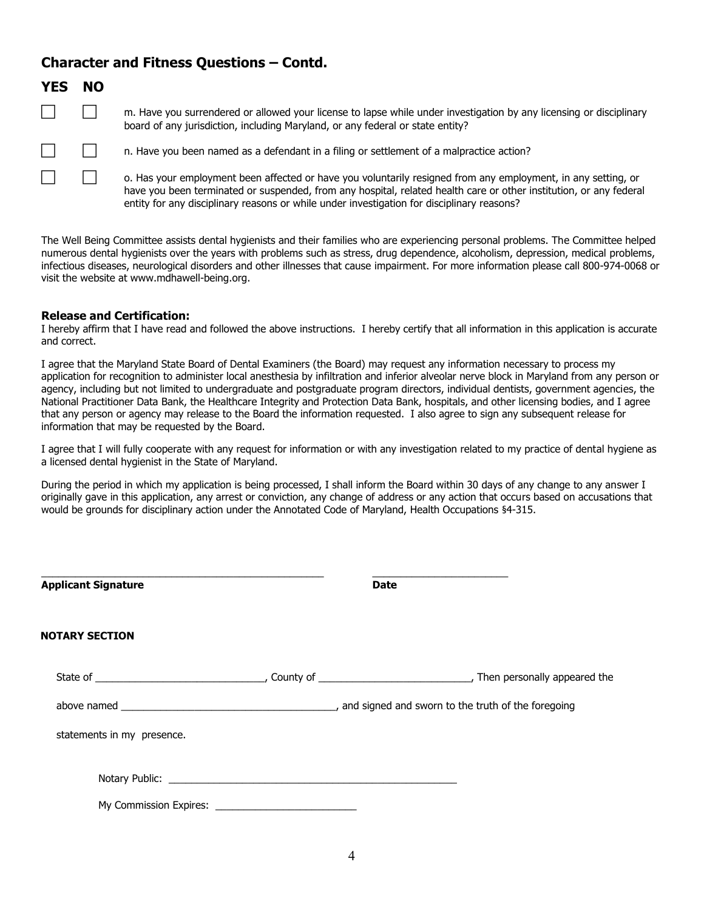## Character and Fitness Questions – Contd.

| YES | NO | |
|---|---|---|
| ☐ | ☐ | m. Have you surrendered or allowed your license to lapse while under investigation by any licensing or disciplinary board of any jurisdiction, including Maryland, or any federal or state entity? |
| ☐ | ☐ | n. Have you been named as a defendant in a filing or settlement of a malpractice action? |
| ☐ | ☐ | o. Has your employment been affected or have you voluntarily resigned from any employment, in any setting, or have you been terminated or suspended, from any hospital, related health care or other institution, or any federal entity for any disciplinary reasons or while under investigation for disciplinary reasons? |

The Well Being Committee assists dental hygienists and their families who are experiencing personal problems. The Committee helped numerous dental hygienists over the years with problems such as stress, drug dependence, alcoholism, depression, medical problems, infectious diseases, neurological disorders and other illnesses that cause impairment. For more information please call 800-974-0068 or visit the website at www.mdhawell-being.org.

**Release and Certification:**

I hereby affirm that I have read and followed the above instructions. I hereby certify that all information in this application is accurate and correct.

I agree that the Maryland State Board of Dental Examiners (the Board) may request any information necessary to process my application for recognition to administer local anesthesia by infiltration and inferior alveolar nerve block in Maryland from any person or agency, including but not limited to undergraduate and postgraduate program directors, individual dentists, government agencies, the National Practitioner Data Bank, the Healthcare Integrity and Protection Data Bank, hospitals, and other licensing bodies, and I agree that any person or agency may release to the Board the information requested. I also agree to sign any subsequent release for information that may be requested by the Board.

I agree that I will fully cooperate with any request for information or with any investigation related to my practice of dental hygiene as a licensed dental hygienist in the State of Maryland.

During the period in which my application is being processed, I shall inform the Board within 30 days of any change to any answer I originally gave in this application, any arrest or conviction, any change of address or any action that occurs based on accusations that would be grounds for disciplinary action under the Annotated Code of Maryland, Health Occupations §4-315.

_______________________________________________ &nbsp;&nbsp;&nbsp;&nbsp; _______________________

**Applicant Signature** &nbsp;&nbsp;&nbsp;&nbsp; **Date**

**NOTARY SECTION**

State of ____________________________, County of _________________________, Then personally appeared the

above named ____________________________________, and signed and sworn to the truth of the foregoing

statements in my presence.

Notary Public: ____________________________________________________

My Commission Expires: ________________________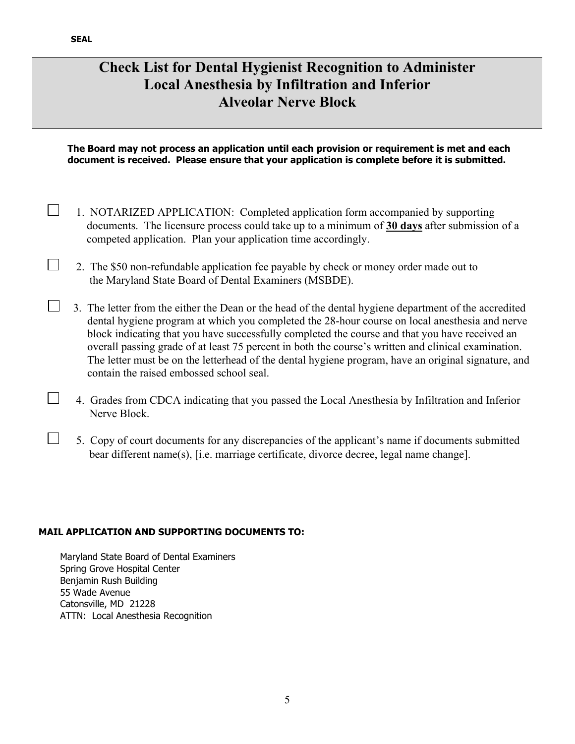**SEAL**

# Check List for Dental Hygienist Recognition to Administer Local Anesthesia by Infiltration and Inferior Alveolar Nerve Block

**The Board <u>may not</u> process an application until each provision or requirement is met and each document is received. Please ensure that your application is complete before it is submitted.**

- ☐ 1. NOTARIZED APPLICATION: Completed application form accompanied by supporting documents. The licensure process could take up to a minimum of <u>**30 days**</u> after submission of a competed application. Plan your application time accordingly.

- ☐ 2. The $50 non-refundable application fee payable by check or money order made out to the Maryland State Board of Dental Examiners (MSBDE).

- ☐ 3. The letter from the either the Dean or the head of the dental hygiene department of the accredited dental hygiene program at which you completed the 28-hour course on local anesthesia and nerve block indicating that you have successfully completed the course and that you have received an overall passing grade of at least 75 percent in both the course's written and clinical examination. The letter must be on the letterhead of the dental hygiene program, have an original signature, and contain the raised embossed school seal.

- ☐ 4. Grades from CDCA indicating that you passed the Local Anesthesia by Infiltration and Inferior Nerve Block.

- ☐ 5. Copy of court documents for any discrepancies of the applicant's name if documents submitted bear different name(s), [i.e. marriage certificate, divorce decree, legal name change].

**MAIL APPLICATION AND SUPPORTING DOCUMENTS TO:**

Maryland State Board of Dental Examiners
Spring Grove Hospital Center
Benjamin Rush Building
55 Wade Avenue
Catonsville, MD 21228
ATTN: Local Anesthesia Recognition